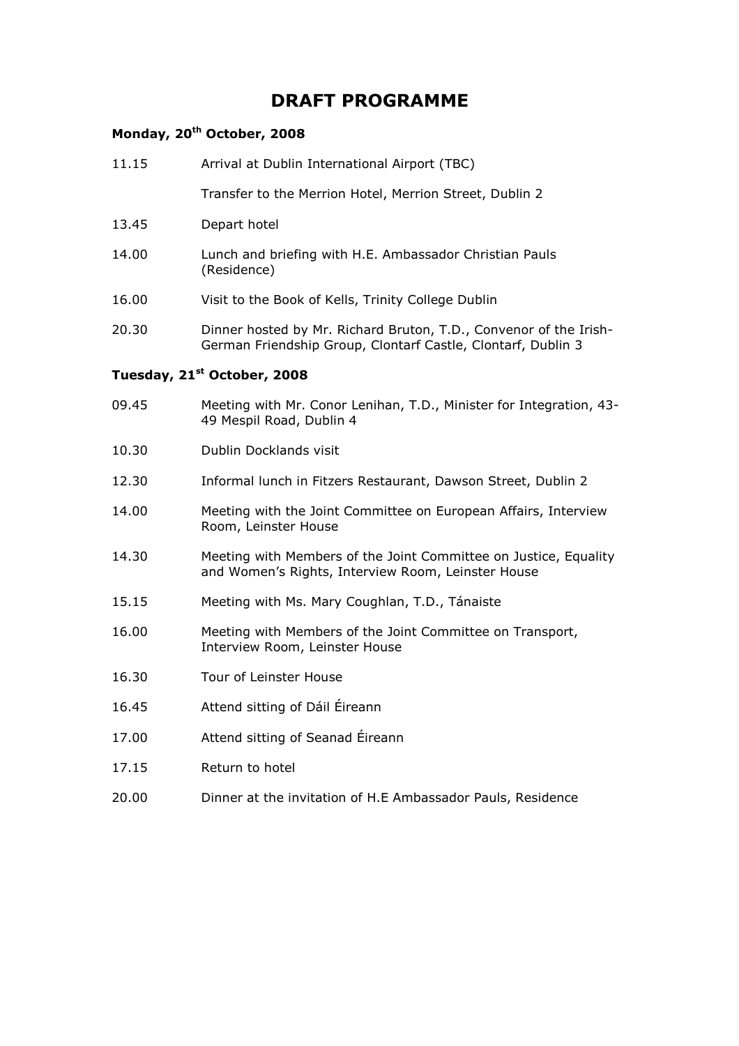# DRAFT PROGRAMME

### Monday, 20th October, 2008

| | |
|---|---|
| 11.15 | Arrival at Dublin International Airport (TBC) |
| | Transfer to the Merrion Hotel, Merrion Street, Dublin 2 |
| 13.45 | Depart hotel |
| 14.00 | Lunch and briefing with H.E. Ambassador Christian Pauls (Residence) |
| 16.00 | Visit to the Book of Kells, Trinity College Dublin |
| 20.30 | Dinner hosted by Mr. Richard Bruton, T.D., Convenor of the Irish-German Friendship Group, Clontarf Castle, Clontarf, Dublin 3 |

### Tuesday, 21st October, 2008

| | |
|---|---|
| 09.45 | Meeting with Mr. Conor Lenihan, T.D., Minister for Integration, 43-49 Mespil Road, Dublin 4 |
| 10.30 | Dublin Docklands visit |
| 12.30 | Informal lunch in Fitzers Restaurant, Dawson Street, Dublin 2 |
| 14.00 | Meeting with the Joint Committee on European Affairs, Interview Room, Leinster House |
| 14.30 | Meeting with Members of the Joint Committee on Justice, Equality and Women's Rights, Interview Room, Leinster House |
| 15.15 | Meeting with Ms. Mary Coughlan, T.D., Tánaiste |
| 16.00 | Meeting with Members of the Joint Committee on Transport, Interview Room, Leinster House |
| 16.30 | Tour of Leinster House |
| 16.45 | Attend sitting of Dáil Éireann |
| 17.00 | Attend sitting of Seanad Éireann |
| 17.15 | Return to hotel |
| 20.00 | Dinner at the invitation of H.E Ambassador Pauls, Residence |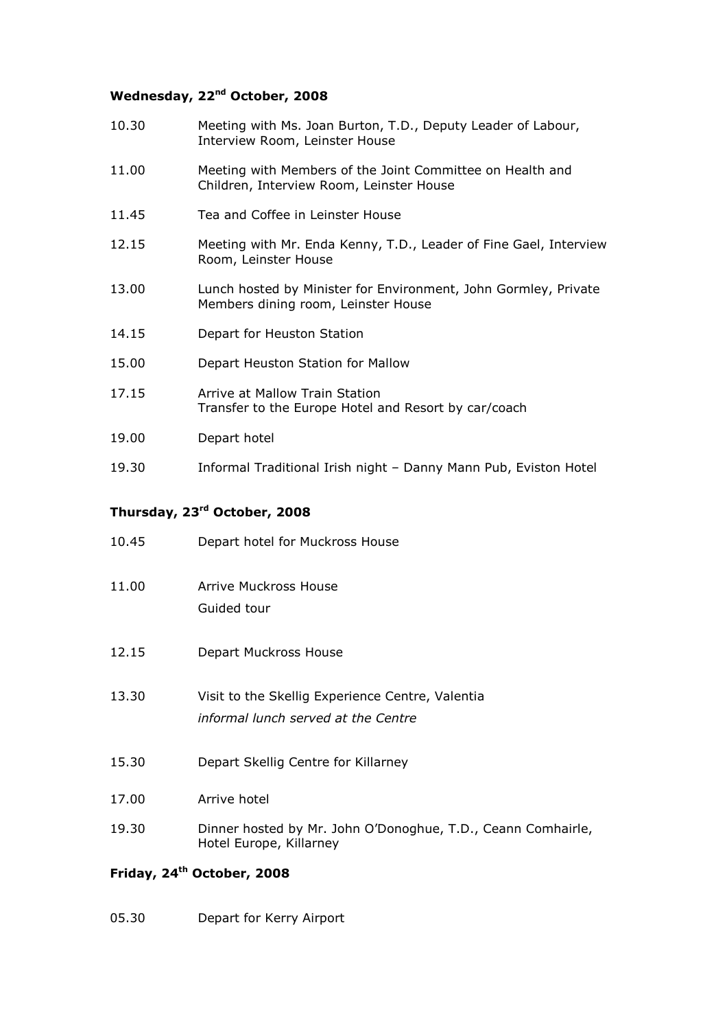**Wednesday, 22nd October, 2008**

| | |
|---|---|
| 10.30 | Meeting with Ms. Joan Burton, T.D., Deputy Leader of Labour, Interview Room, Leinster House |
| 11.00 | Meeting with Members of the Joint Committee on Health and Children, Interview Room, Leinster House |
| 11.45 | Tea and Coffee in Leinster House |
| 12.15 | Meeting with Mr. Enda Kenny, T.D., Leader of Fine Gael, Interview Room, Leinster House |
| 13.00 | Lunch hosted by Minister for Environment, John Gormley, Private Members dining room, Leinster House |
| 14.15 | Depart for Heuston Station |
| 15.00 | Depart Heuston Station for Mallow |
| 17.15 | Arrive at Mallow Train Station<br>Transfer to the Europe Hotel and Resort by car/coach |
| 19.00 | Depart hotel |
| 19.30 | Informal Traditional Irish night – Danny Mann Pub, Eviston Hotel |

**Thursday, 23rd October, 2008**

| | |
|---|---|
| 10.45 | Depart hotel for Muckross House |
| 11.00 | Arrive Muckross House<br>Guided tour |
| 12.15 | Depart Muckross House |
| 13.30 | Visit to the Skellig Experience Centre, Valentia<br>*informal lunch served at the Centre* |
| 15.30 | Depart Skellig Centre for Killarney |
| 17.00 | Arrive hotel |
| 19.30 | Dinner hosted by Mr. John O'Donoghue, T.D., Ceann Comhairle, Hotel Europe, Killarney |

**Friday, 24th October, 2008**

| | |
|---|---|
| 05.30 | Depart for Kerry Airport |